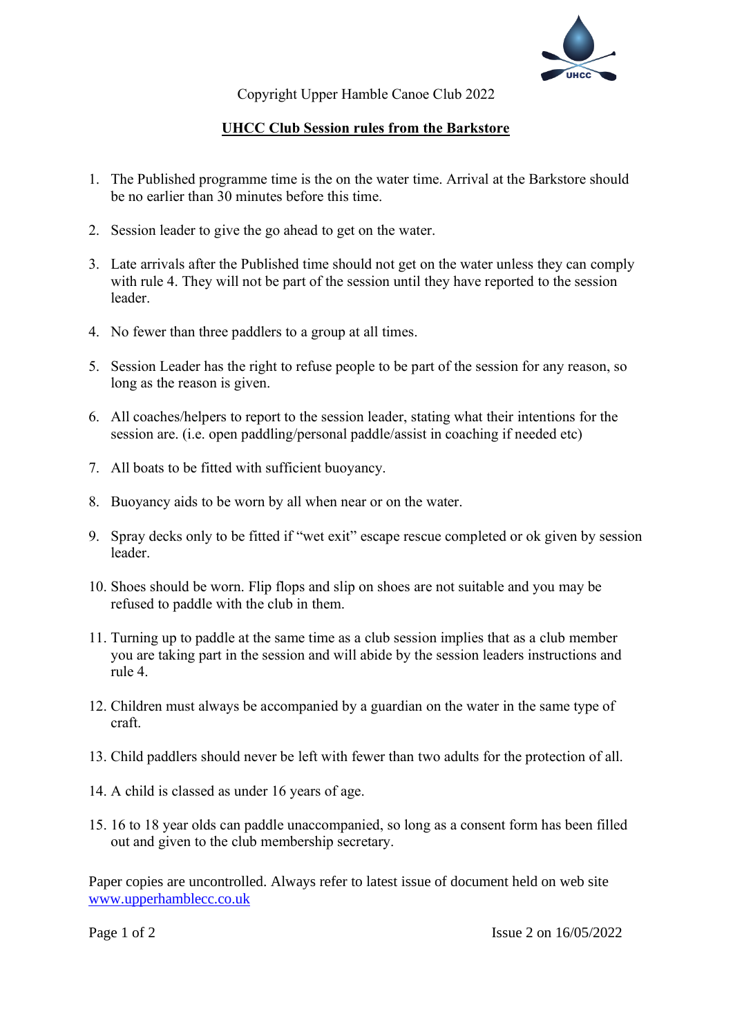Copyright Upper Hamble Canoe Club 2022

## UHCC Club Session rules from the Barkstore

1. The Published programme time is the on the water time. Arrival at the Barkstore should be no earlier than 30 minutes before this time.
2. Session leader to give the go ahead to get on the water.
3. Late arrivals after the Published time should not get on the water unless they can comply with rule 4. They will not be part of the session until they have reported to the session leader.
4. No fewer than three paddlers to a group at all times.
5. Session Leader has the right to refuse people to be part of the session for any reason, so long as the reason is given.
6. All coaches/helpers to report to the session leader, stating what their intentions for the session are. (i.e. open paddling/personal paddle/assist in coaching if needed etc)
7. All boats to be fitted with sufficient buoyancy.
8. Buoyancy aids to be worn by all when near or on the water.
9. Spray decks only to be fitted if "wet exit" escape rescue completed or ok given by session leader.
10. Shoes should be worn. Flip flops and slip on shoes are not suitable and you may be refused to paddle with the club in them.
11. Turning up to paddle at the same time as a club session implies that as a club member you are taking part in the session and will abide by the session leaders instructions and rule 4.
12. Children must always be accompanied by a guardian on the water in the same type of craft.
13. Child paddlers should never be left with fewer than two adults for the protection of all.
14. A child is classed as under 16 years of age.
15. 16 to 18 year olds can paddle unaccompanied, so long as a consent form has been filled out and given to the club membership secretary.

Paper copies are uncontrolled. Always refer to latest issue of document held on web site [www.upperhamblecc.co.uk](http://www.upperhamblecc.co.uk)

Issue 2 on 16/05/2022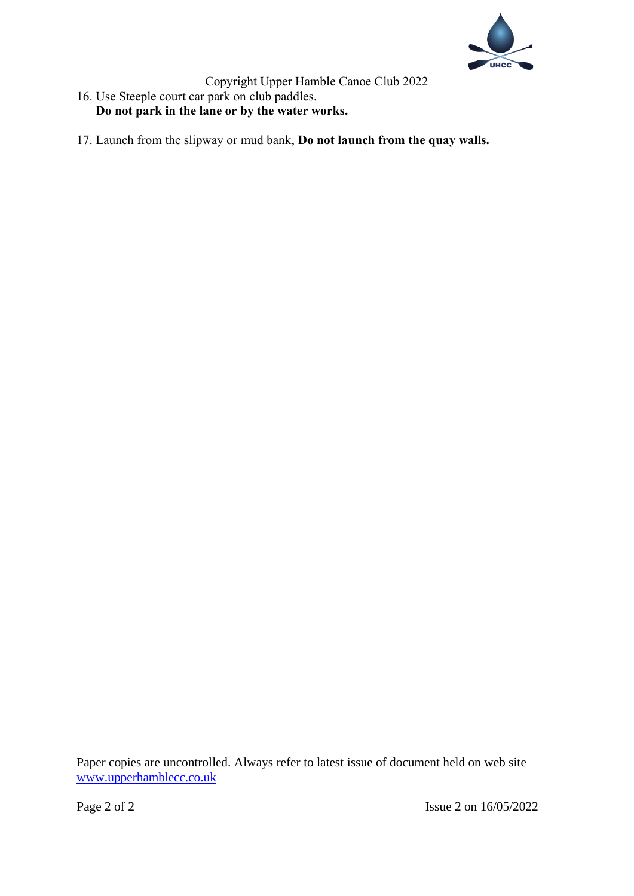16. Use Steeple court car park on club paddles.
    **Do not park in the lane or by the water works.**

17. Launch from the slipway or mud bank, **Do not launch from the quay walls.**

Paper copies are uncontrolled. Always refer to latest issue of document held on web site [www.upperhamblecc.co.uk](http://www.upperhamblecc.co.uk)